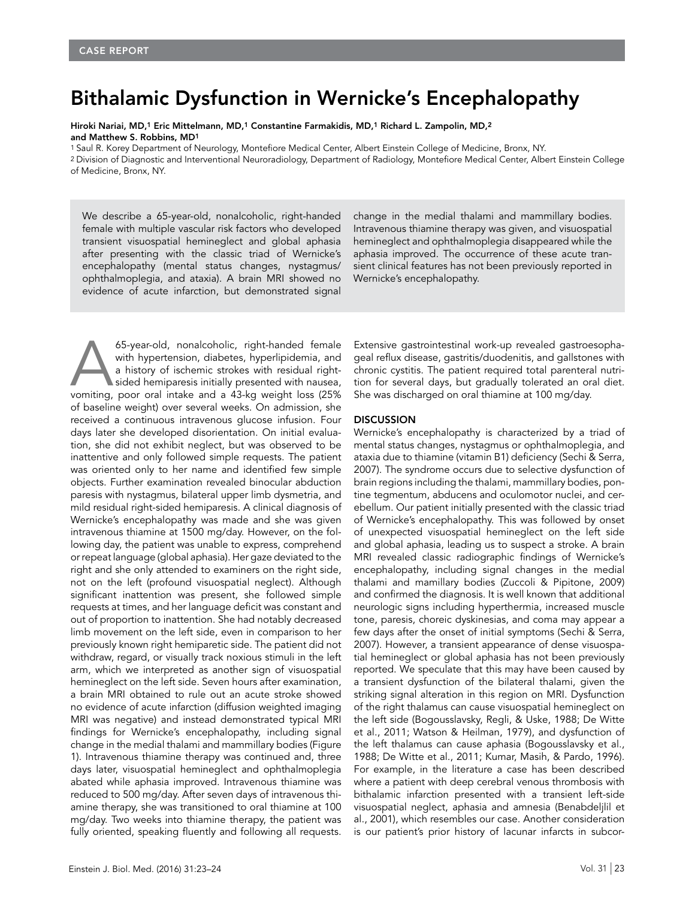CASE REPORT

# Bithalamic Dysfunction in Wernicke's Encephalopathy

**Hiroki Nariai, MD,[1] Eric Mittelmann, MD,[1] Constantine Farmakidis, MD,[1] Richard L. Zampolin, MD,[2] and Matthew S. Robbins, MD[1]**

[1] Saul R. Korey Department of Neurology, Montefiore Medical Center, Albert Einstein College of Medicine, Bronx, NY.
[2] Division of Diagnostic and Interventional Neuroradiology, Department of Radiology, Montefiore Medical Center, Albert Einstein College of Medicine, Bronx, NY.

We describe a 65-year-old, nonalcoholic, right-handed female with multiple vascular risk factors who developed transient visuospatial hemineglect and global aphasia after presenting with the classic triad of Wernicke's encephalopathy (mental status changes, nystagmus/ophthalmoplegia, and ataxia). A brain MRI showed no evidence of acute infarction, but demonstrated signal change in the medial thalami and mammillary bodies. Intravenous thiamine therapy was given, and visuospatial hemineglect and ophthalmoplegia disappeared while the aphasia improved. The occurrence of these acute transient clinical features has not been previously reported in Wernicke's encephalopathy.

A 65-year-old, nonalcoholic, right-handed female with hypertension, diabetes, hyperlipidemia, and a history of ischemic strokes with residual right-sided hemiparesis initially presented with nausea, vomiting, poor oral intake and a 43-kg weight loss (25% of baseline weight) over several weeks. On admission, she received a continuous intravenous glucose infusion. Four days later she developed disorientation. On initial evaluation, she did not exhibit neglect, but was observed to be inattentive and only followed simple requests. The patient was oriented only to her name and identified few simple objects. Further examination revealed binocular abduction paresis with nystagmus, bilateral upper limb dysmetria, and mild residual right-sided hemiparesis. A clinical diagnosis of Wernicke's encephalopathy was made and she was given intravenous thiamine at 1500 mg/day. However, on the following day, the patient was unable to express, comprehend or repeat language (global aphasia). Her gaze deviated to the right and she only attended to examiners on the right side, not on the left (profound visuospatial neglect). Although significant inattention was present, she followed simple requests at times, and her language deficit was constant and out of proportion to inattention. She had notably decreased limb movement on the left side, even in comparison to her previously known right hemiparetic side. The patient did not withdraw, regard, or visually track noxious stimuli in the left arm, which we interpreted as another sign of visuospatial hemineglect on the left side. Seven hours after examination, a brain MRI obtained to rule out an acute stroke showed no evidence of acute infarction (diffusion weighted imaging MRI was negative) and instead demonstrated typical MRI findings for Wernicke's encephalopathy, including signal change in the medial thalami and mammillary bodies (Figure 1). Intravenous thiamine therapy was continued and, three days later, visuospatial hemineglect and ophthalmoplegia abated while aphasia improved. Intravenous thiamine was reduced to 500 mg/day. After seven days of intravenous thiamine therapy, she was transitioned to oral thiamine at 100 mg/day. Two weeks into thiamine therapy, the patient was fully oriented, speaking fluently and following all requests.

Extensive gastrointestinal work-up revealed gastroesophageal reflux disease, gastritis/duodenitis, and gallstones with chronic cystitis. The patient required total parenteral nutrition for several days, but gradually tolerated an oral diet. She was discharged on oral thiamine at 100 mg/day.

## DISCUSSION

Wernicke's encephalopathy is characterized by a triad of mental status changes, nystagmus or ophthalmoplegia, and ataxia due to thiamine (vitamin B1) deficiency (Sechi & Serra, 2007). The syndrome occurs due to selective dysfunction of brain regions including the thalami, mammillary bodies, pontine tegmentum, abducens and oculomotor nuclei, and cerebellum. Our patient initially presented with the classic triad of Wernicke's encephalopathy. This was followed by onset of unexpected visuospatial hemineglect on the left side and global aphasia, leading us to suspect a stroke. A brain MRI revealed classic radiographic findings of Wernicke's encephalopathy, including signal changes in the medial thalami and mamillary bodies (Zuccoli & Pipitone, 2009) and confirmed the diagnosis. It is well known that additional neurologic signs including hyperthermia, increased muscle tone, paresis, choreic dyskinesias, and coma may appear a few days after the onset of initial symptoms (Sechi & Serra, 2007). However, a transient appearance of dense visuospatial hemineglect or global aphasia has not been previously reported. We speculate that this may have been caused by a transient dysfunction of the bilateral thalami, given the striking signal alteration in this region on MRI. Dysfunction of the right thalamus can cause visuospatial hemineglect on the left side (Bogousslavsky, Regli, & Uske, 1988; De Witte et al., 2011; Watson & Heilman, 1979), and dysfunction of the left thalamus can cause aphasia (Bogousslavsky et al., 1988; De Witte et al., 2011; Kumar, Masih, & Pardo, 1996). For example, in the literature a case has been described where a patient with deep cerebral venous thrombosis with bithalamic infarction presented with a transient left-side visuospatial neglect, aphasia and amnesia (Benabdeljlil et al., 2001), which resembles our case. Another consideration is our patient's prior history of lacunar infarcts in subcor-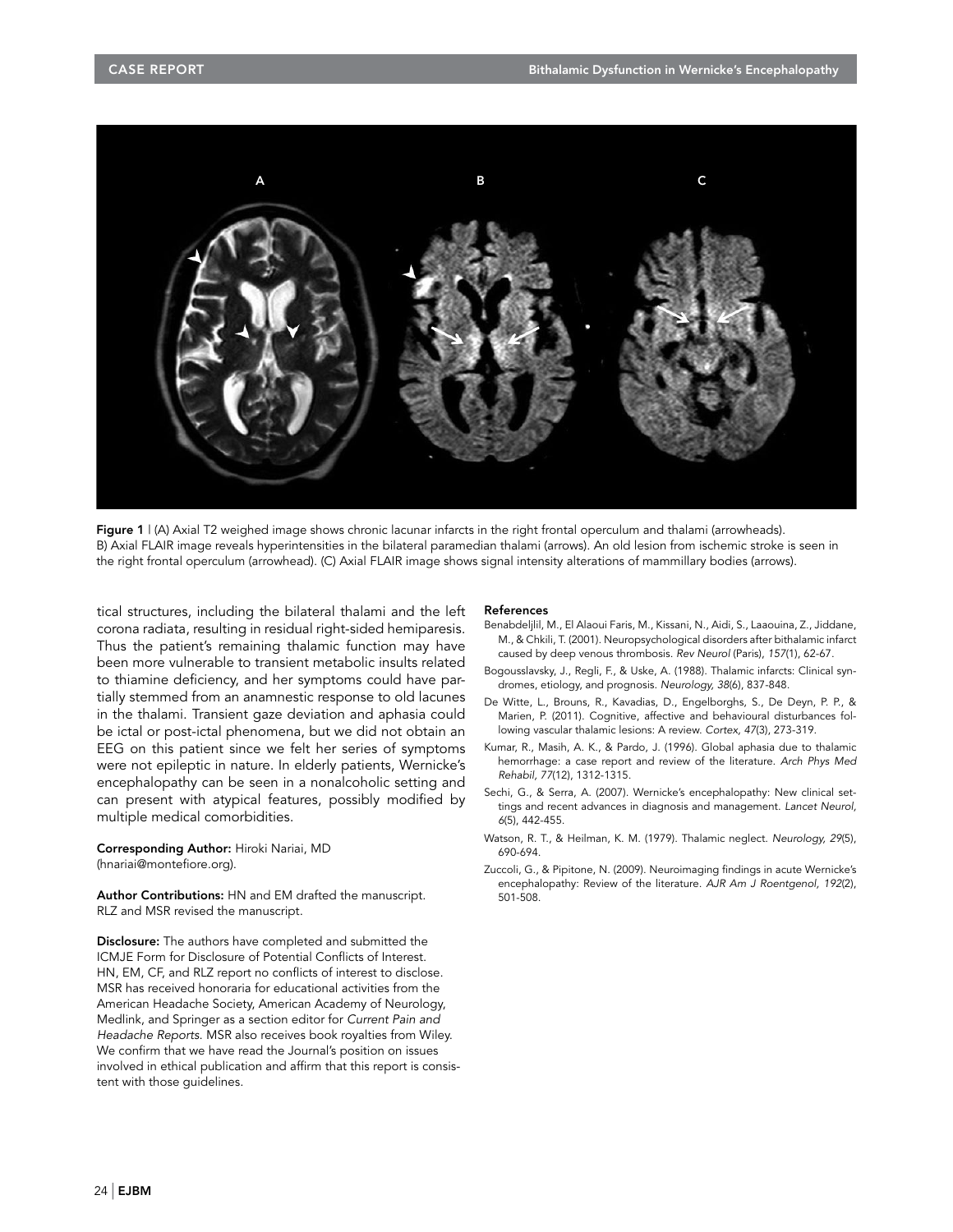Figure 1 | (A) Axial T2 weighed image shows chronic lacunar infarcts in the right frontal operculum and thalami (arrowheads). B) Axial FLAIR image reveals hyperintensities in the bilateral paramedian thalami (arrows). An old lesion from ischemic stroke is seen in the right frontal operculum (arrowhead). (C) Axial FLAIR image shows signal intensity alterations of mammillary bodies (arrows).

tical structures, including the bilateral thalami and the left corona radiata, resulting in residual right-sided hemiparesis. Thus the patient's remaining thalamic function may have been more vulnerable to transient metabolic insults related to thiamine deficiency, and her symptoms could have partially stemmed from an anamnestic response to old lacunes in the thalami. Transient gaze deviation and aphasia could be ictal or post-ictal phenomena, but we did not obtain an EEG on this patient since we felt her series of symptoms were not epileptic in nature. In elderly patients, Wernicke's encephalopathy can be seen in a nonalcoholic setting and can present with atypical features, possibly modified by multiple medical comorbidities.

**Corresponding Author:** Hiroki Nariai, MD (hnariai@montefiore.org).

**Author Contributions:** HN and EM drafted the manuscript. RLZ and MSR revised the manuscript.

**Disclosure:** The authors have completed and submitted the ICMJE Form for Disclosure of Potential Conflicts of Interest. HN, EM, CF, and RLZ report no conflicts of interest to disclose. MSR has received honoraria for educational activities from the American Headache Society, American Academy of Neurology, Medlink, and Springer as a section editor for *Current Pain and Headache Reports.* MSR also receives book royalties from Wiley. We confirm that we have read the Journal's position on issues involved in ethical publication and affirm that this report is consistent with those guidelines.

## References

Benabdeljlil, M., El Alaoui Faris, M., Kissani, N., Aidi, S., Laaouina, Z., Jiddane, M., & Chkili, T. (2001). Neuropsychological disorders after bithalamic infarct caused by deep venous thrombosis. *Rev Neurol* (Paris), *157*(1), 62-67.

Bogousslavsky, J., Regli, F., & Uske, A. (1988). Thalamic infarcts: Clinical syndromes, etiology, and prognosis. *Neurology, 38*(6), 837-848.

De Witte, L., Brouns, R., Kavadias, D., Engelborghs, S., De Deyn, P. P., & Marien, P. (2011). Cognitive, affective and behavioural disturbances following vascular thalamic lesions: A review. *Cortex, 47*(3), 273-319.

Kumar, R., Masih, A. K., & Pardo, J. (1996). Global aphasia due to thalamic hemorrhage: a case report and review of the literature. *Arch Phys Med Rehabil, 77*(12), 1312-1315.

Sechi, G., & Serra, A. (2007). Wernicke's encephalopathy: New clinical settings and recent advances in diagnosis and management. *Lancet Neurol, 6*(5), 442-455.

Watson, R. T., & Heilman, K. M. (1979). Thalamic neglect. *Neurology, 29*(5), 690-694.

Zuccoli, G., & Pipitone, N. (2009). Neuroimaging findings in acute Wernicke's encephalopathy: Review of the literature. *AJR Am J Roentgenol, 192*(2), 501-508.